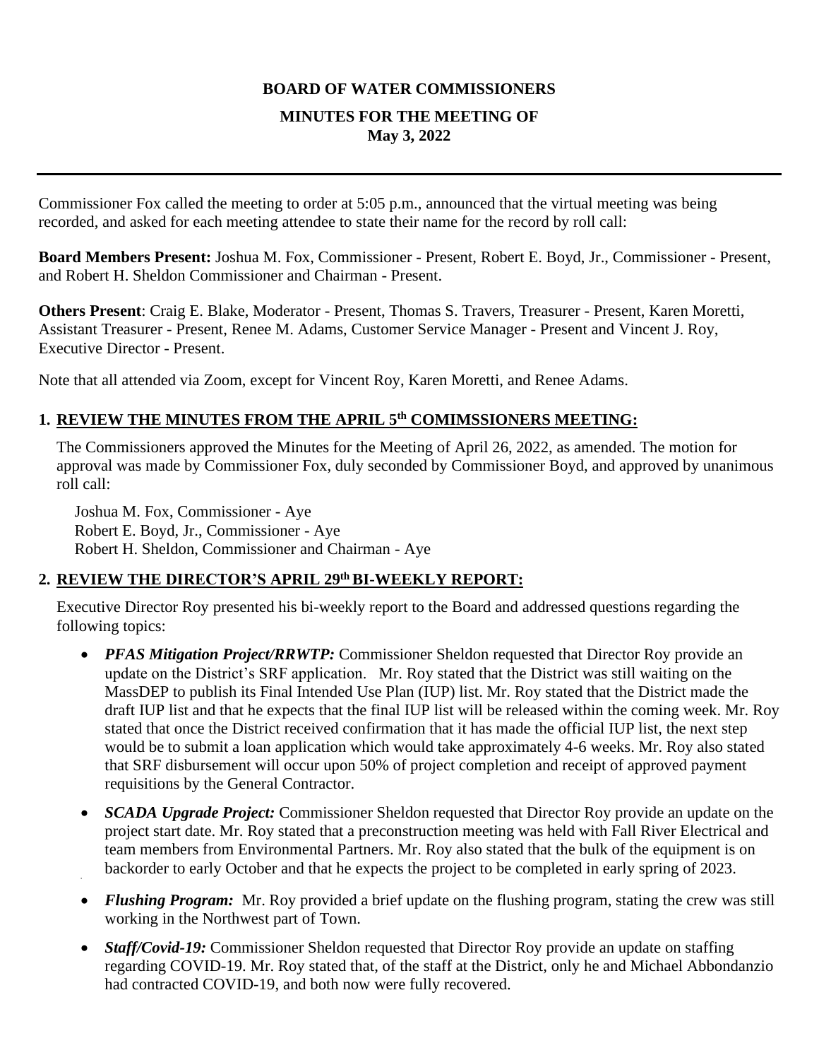**BOARD OF WATER COMMISSIONERS**

**MINUTES FOR THE MEETING OF**
**May 3, 2022**

---

Commissioner Fox called the meeting to order at 5:05 p.m., announced that the virtual meeting was being recorded, and asked for each meeting attendee to state their name for the record by roll call:

**Board Members Present:** Joshua M. Fox, Commissioner - Present, Robert E. Boyd, Jr., Commissioner - Present, and Robert H. Sheldon Commissioner and Chairman - Present.

**Others Present**: Craig E. Blake, Moderator - Present, Thomas S. Travers, Treasurer - Present, Karen Moretti, Assistant Treasurer - Present, Renee M. Adams, Customer Service Manager - Present and Vincent J. Roy, Executive Director - Present.

Note that all attended via Zoom, except for Vincent Roy, Karen Moretti, and Renee Adams.

1. **REVIEW THE MINUTES FROM THE APRIL 5th COMIMSSIONERS MEETING:**

   The Commissioners approved the Minutes for the Meeting of April 26, 2022, as amended. The motion for approval was made by Commissioner Fox, duly seconded by Commissioner Boyd, and approved by unanimous roll call:

   Joshua M. Fox, Commissioner - Aye
   Robert E. Boyd, Jr., Commissioner - Aye
   Robert H. Sheldon, Commissioner and Chairman - Aye

2. **REVIEW THE DIRECTOR'S APRIL 29th BI-WEEKLY REPORT:**

   Executive Director Roy presented his bi-weekly report to the Board and addressed questions regarding the following topics:

   - ***PFAS Mitigation Project/RRWTP:*** Commissioner Sheldon requested that Director Roy provide an update on the District's SRF application. Mr. Roy stated that the District was still waiting on the MassDEP to publish its Final Intended Use Plan (IUP) list. Mr. Roy stated that the District made the draft IUP list and that he expects that the final IUP list will be released within the coming week. Mr. Roy stated that once the District received confirmation that it has made the official IUP list, the next step would be to submit a loan application which would take approximately 4-6 weeks. Mr. Roy also stated that SRF disbursement will occur upon 50% of project completion and receipt of approved payment requisitions by the General Contractor.

   - ***SCADA Upgrade Project:*** Commissioner Sheldon requested that Director Roy provide an update on the project start date. Mr. Roy stated that a preconstruction meeting was held with Fall River Electrical and team members from Environmental Partners. Mr. Roy also stated that the bulk of the equipment is on backorder to early October and that he expects the project to be completed in early spring of 2023.

   - ***Flushing Program:*** Mr. Roy provided a brief update on the flushing program, stating the crew was still working in the Northwest part of Town.

   - ***Staff/Covid-19:*** Commissioner Sheldon requested that Director Roy provide an update on staffing regarding COVID-19. Mr. Roy stated that, of the staff at the District, only he and Michael Abbondanzio had contracted COVID-19, and both now were fully recovered.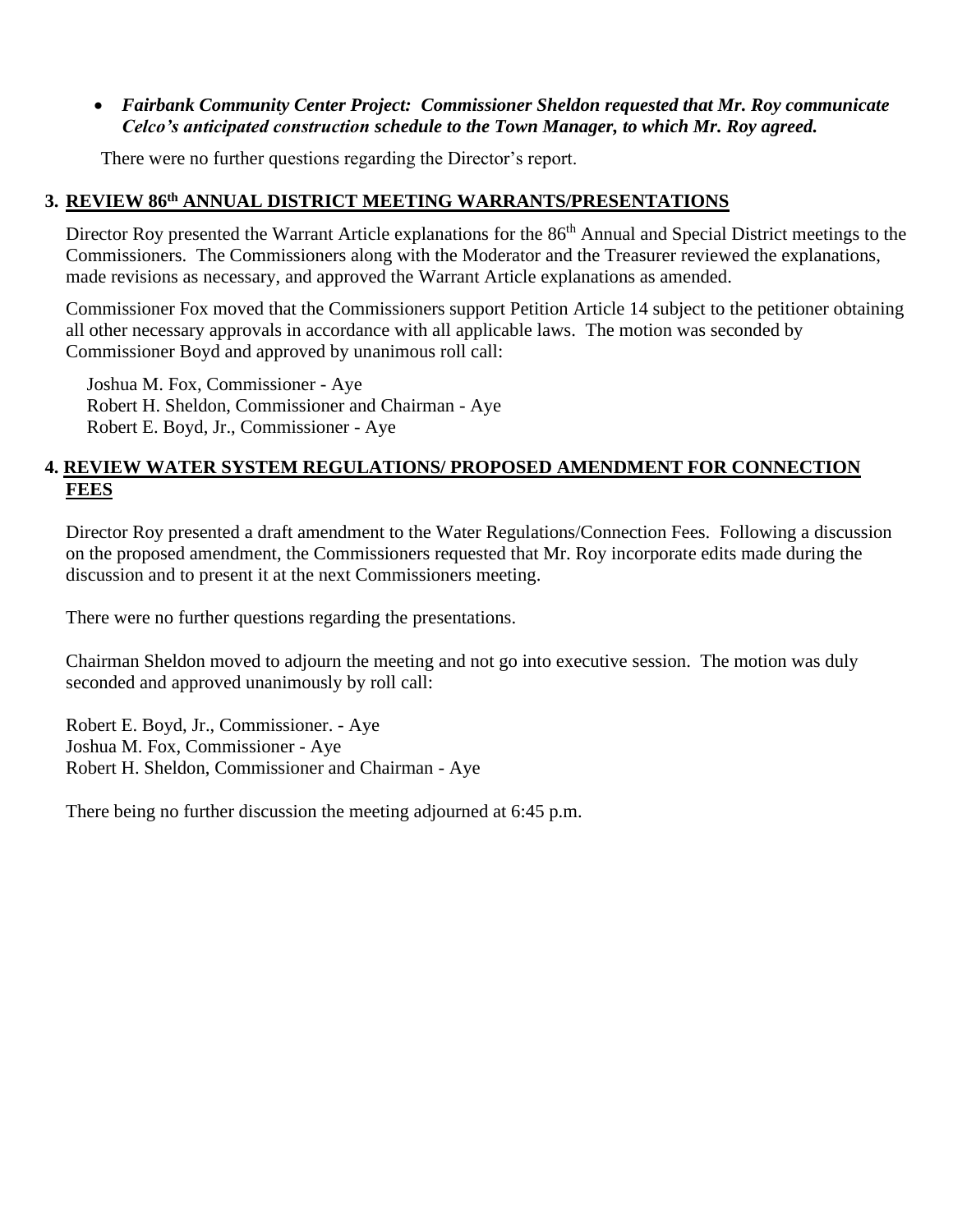- ***Fairbank Community Center Project: Commissioner Sheldon requested that Mr. Roy communicate Celco's anticipated construction schedule to the Town Manager, to which Mr. Roy agreed.***

There were no further questions regarding the Director's report.

## 3. REVIEW 86th ANNUAL DISTRICT MEETING WARRANTS/PRESENTATIONS

Director Roy presented the Warrant Article explanations for the 86th Annual and Special District meetings to the Commissioners. The Commissioners along with the Moderator and the Treasurer reviewed the explanations, made revisions as necessary, and approved the Warrant Article explanations as amended.

Commissioner Fox moved that the Commissioners support Petition Article 14 subject to the petitioner obtaining all other necessary approvals in accordance with all applicable laws. The motion was seconded by Commissioner Boyd and approved by unanimous roll call:

Joshua M. Fox, Commissioner - Aye
Robert H. Sheldon, Commissioner and Chairman - Aye
Robert E. Boyd, Jr., Commissioner - Aye

## 4. REVIEW WATER SYSTEM REGULATIONS/ PROPOSED AMENDMENT FOR CONNECTION FEES

Director Roy presented a draft amendment to the Water Regulations/Connection Fees. Following a discussion on the proposed amendment, the Commissioners requested that Mr. Roy incorporate edits made during the discussion and to present it at the next Commissioners meeting.

There were no further questions regarding the presentations.

Chairman Sheldon moved to adjourn the meeting and not go into executive session. The motion was duly seconded and approved unanimously by roll call:

Robert E. Boyd, Jr., Commissioner. - Aye
Joshua M. Fox, Commissioner - Aye
Robert H. Sheldon, Commissioner and Chairman - Aye

There being no further discussion the meeting adjourned at 6:45 p.m.